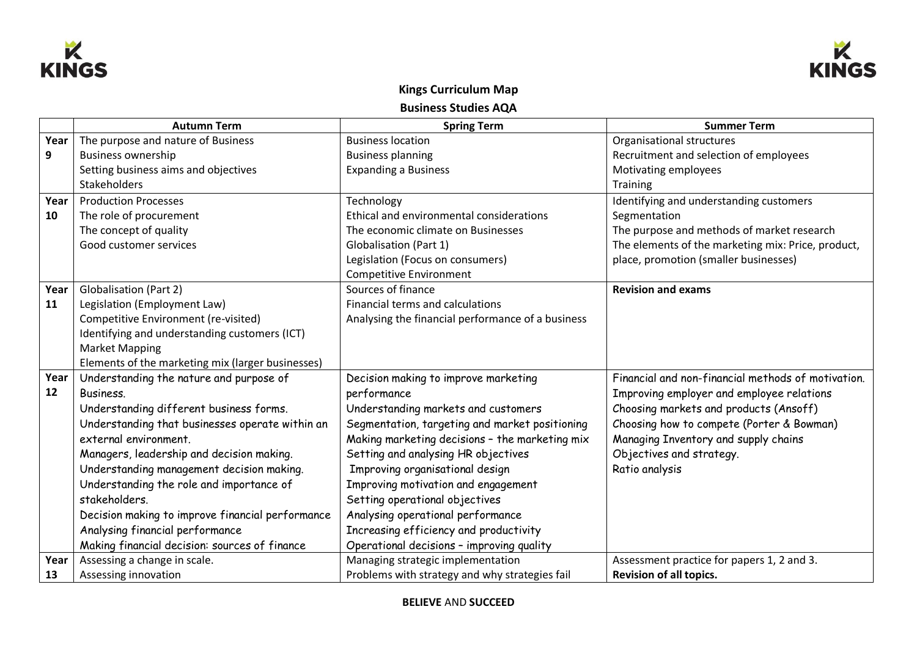**Kings Curriculum Map**

**Business Studies AQA**

| | Autumn Term | Spring Term | Summer Term |
|---|---|---|---|
| Year 9 | The purpose and nature of Business<br>Business ownership<br>Setting business aims and objectives<br>Stakeholders | Business location<br>Business planning<br>Expanding a Business | Organisational structures<br>Recruitment and selection of employees<br>Motivating employees<br>Training |
| Year 10 | Production Processes<br>The role of procurement<br>The concept of quality<br>Good customer services | Technology<br>Ethical and environmental considerations<br>The economic climate on Businesses<br>Globalisation (Part 1)<br>Legislation (Focus on consumers)<br>Competitive Environment | Identifying and understanding customers<br>Segmentation<br>The purpose and methods of market research<br>The elements of the marketing mix: Price, product, place, promotion (smaller businesses) |
| Year 11 | Globalisation (Part 2)<br>Legislation (Employment Law)<br>Competitive Environment (re-visited)<br>Identifying and understanding customers (ICT)<br>Market Mapping<br>Elements of the marketing mix (larger businesses) | Sources of finance<br>Financial terms and calculations<br>Analysing the financial performance of a business | **Revision and exams** |
| Year 12 | Understanding the nature and purpose of Business.<br>Understanding different business forms.<br>Understanding that businesses operate within an external environment.<br>Managers, leadership and decision making.<br>Understanding management decision making.<br>Understanding the role and importance of stakeholders.<br>Decision making to improve financial performance<br>Analysing financial performance<br>Making financial decision: sources of finance | Decision making to improve marketing performance<br>Understanding markets and customers<br>Segmentation, targeting and market positioning<br>Making marketing decisions – the marketing mix<br>Setting and analysing HR objectives<br>Improving organisational design<br>Improving motivation and engagement<br>Setting operational objectives<br>Analysing operational performance<br>Increasing efficiency and productivity<br>Operational decisions – improving quality | Financial and non-financial methods of motivation.<br>Improving employer and employee relations<br>Choosing markets and products (Ansoff)<br>Choosing how to compete (Porter & Bowman)<br>Managing Inventory and supply chains<br>Objectives and strategy.<br>Ratio analysis |
| Year 13 | Assessing a change in scale.<br>Assessing innovation | Managing strategic implementation<br>Problems with strategy and why strategies fail | Assessment practice for papers 1, 2 and 3.<br>**Revision of all topics.** |

**BELIEVE** AND **SUCCEED**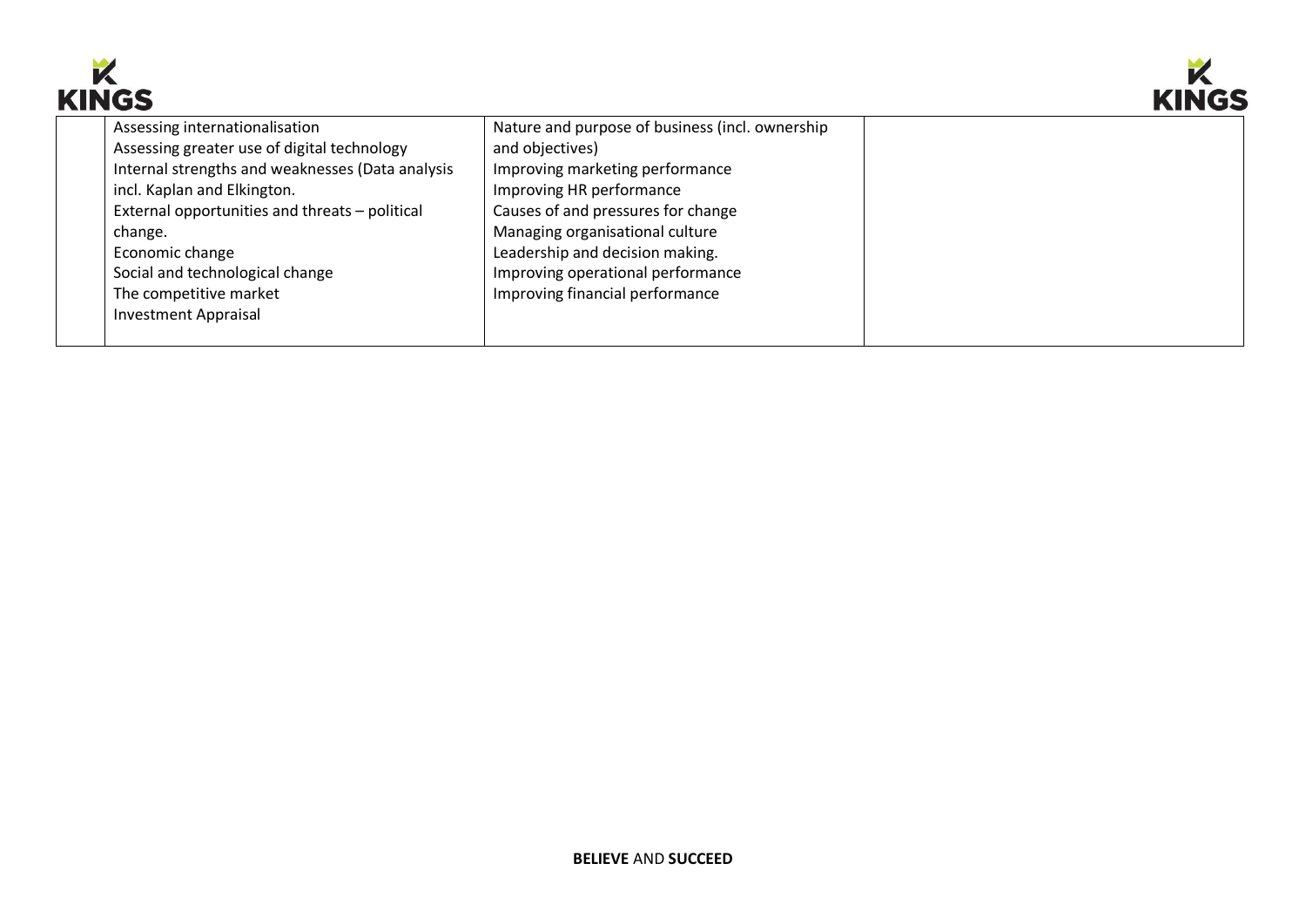| | | | |
|---|---|---|---|
| | Assessing internationalisation<br>Assessing greater use of digital technology<br>Internal strengths and weaknesses (Data analysis incl. Kaplan and Elkington.<br>External opportunities and threats – political change.<br>Economic change<br>Social and technological change<br>The competitive market<br>Investment Appraisal | Nature and purpose of business (incl. ownership and objectives)<br>Improving marketing performance<br>Improving HR performance<br>Causes of and pressures for change<br>Managing organisational culture<br>Leadership and decision making.<br>Improving operational performance<br>Improving financial performance | |